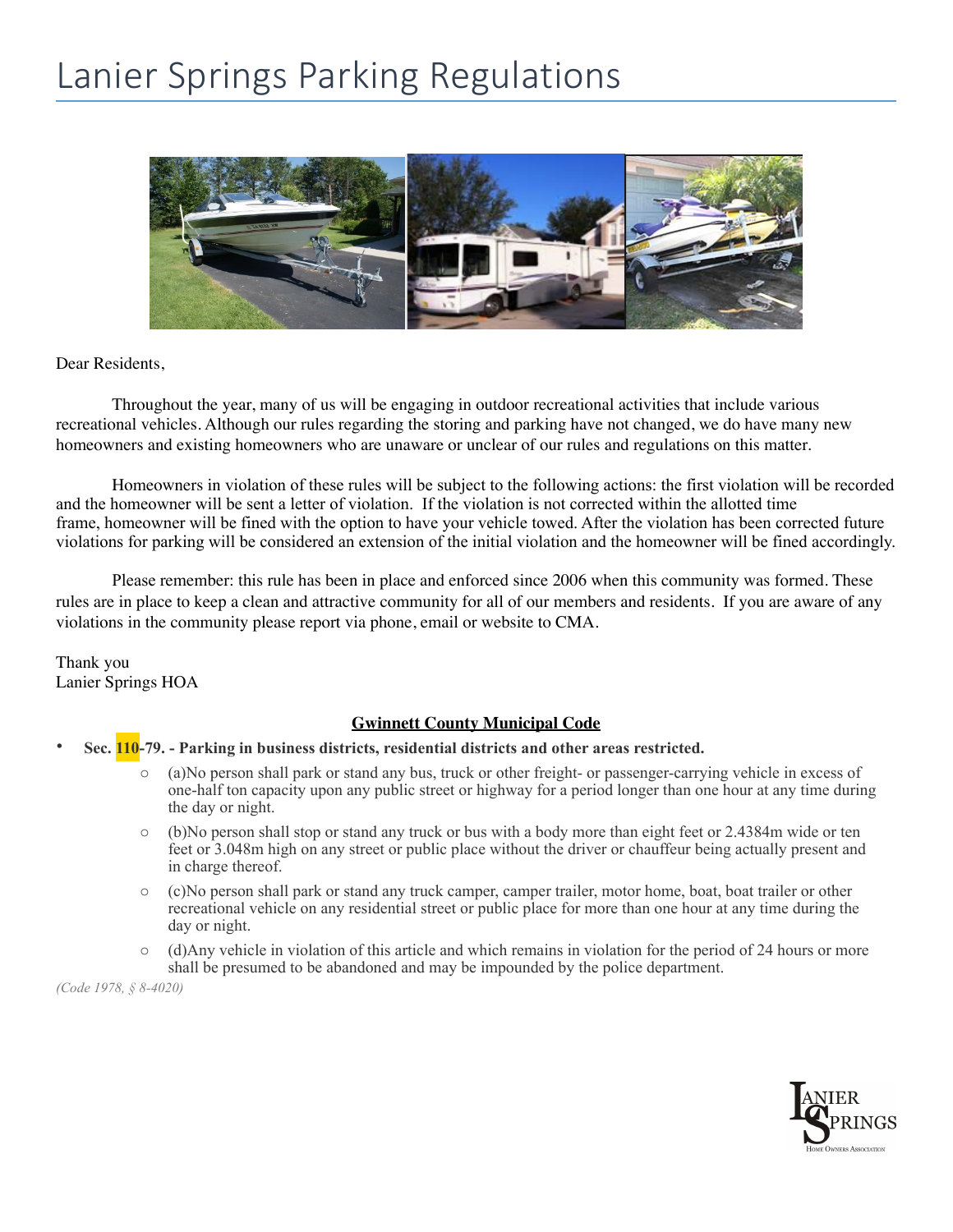# Lanier Springs Parking Regulations

Dear Residents,

Throughout the year, many of us will be engaging in outdoor recreational activities that include various recreational vehicles. Although our rules regarding the storing and parking have not changed, we do have many new homeowners and existing homeowners who are unaware or unclear of our rules and regulations on this matter.

Homeowners in violation of these rules will be subject to the following actions: the first violation will be recorded and the homeowner will be sent a letter of violation. If the violation is not corrected within the allotted time frame, homeowner will be fined with the option to have your vehicle towed. After the violation has been corrected future violations for parking will be considered an extension of the initial violation and the homeowner will be fined accordingly.

Please remember: this rule has been in place and enforced since 2006 when this community was formed. These rules are in place to keep a clean and attractive community for all of our members and residents. If you are aware of any violations in the community please report via phone, email or website to CMA.

Thank you
Lanier Springs HOA

## Gwinnett County Municipal Code

- **Sec. 110-79. - Parking in business districts, residential districts and other areas restricted.**
  - (a)No person shall park or stand any bus, truck or other freight- or passenger-carrying vehicle in excess of one-half ton capacity upon any public street or highway for a period longer than one hour at any time during the day or night.
  - (b)No person shall stop or stand any truck or bus with a body more than eight feet or 2.4384m wide or ten feet or 3.048m high on any street or public place without the driver or chauffeur being actually present and in charge thereof.
  - (c)No person shall park or stand any truck camper, camper trailer, motor home, boat, boat trailer or other recreational vehicle on any residential street or public place for more than one hour at any time during the day or night.
  - (d)Any vehicle in violation of this article and which remains in violation for the period of 24 hours or more shall be presumed to be abandoned and may be impounded by the police department.

*(Code 1978, § 8-4020)*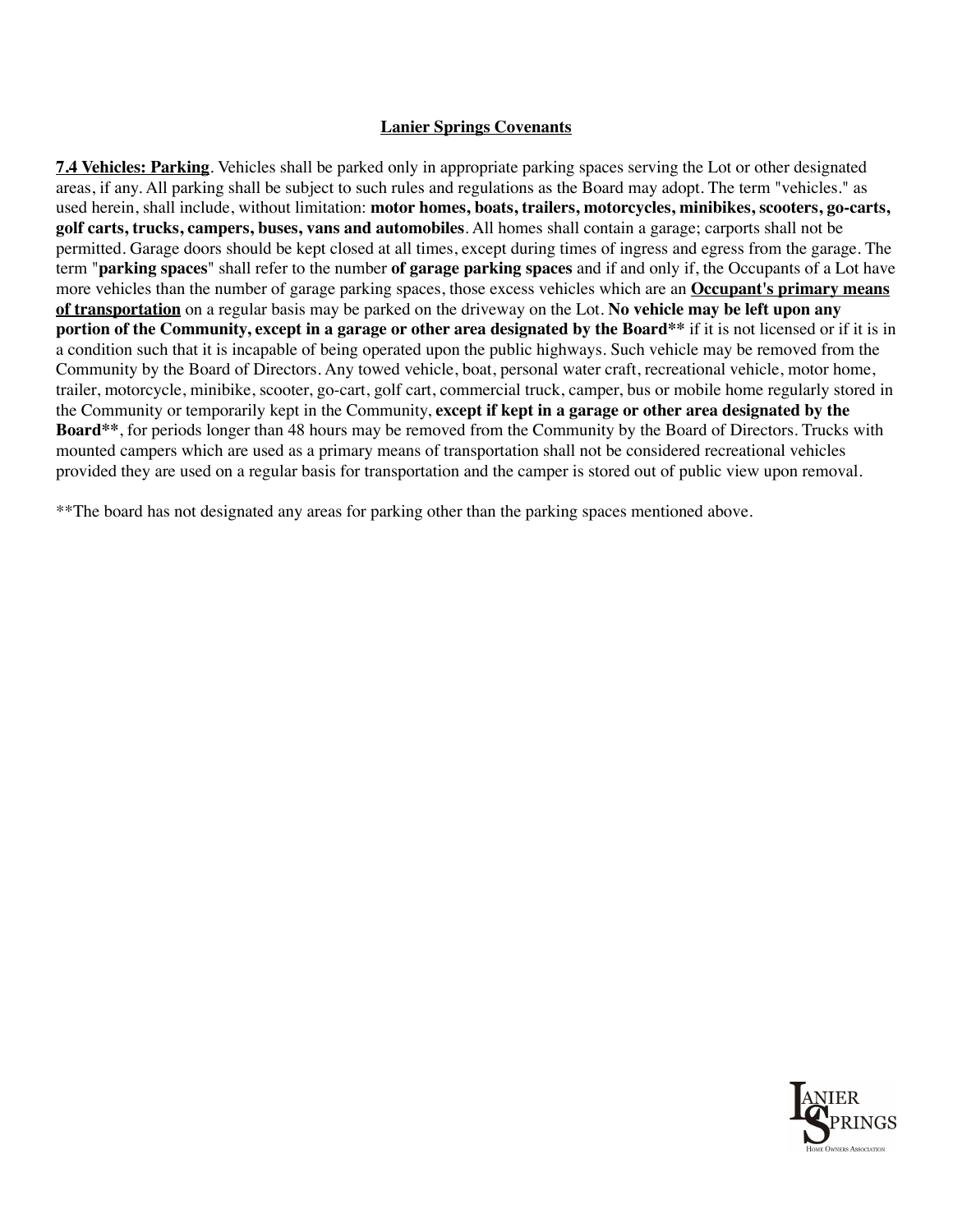**<u>Lanier Springs Covenants</u>**

**<u>7.4 Vehicles: Parking</u>**. Vehicles shall be parked only in appropriate parking spaces serving the Lot or other designated areas, if any. All parking shall be subject to such rules and regulations as the Board may adopt. The term "vehicles." as used herein, shall include, without limitation: **motor homes, boats, trailers, motorcycles, minibikes, scooters, go-carts, golf carts, trucks, campers, buses, vans and automobiles**. All homes shall contain a garage; carports shall not be permitted. Garage doors should be kept closed at all times, except during times of ingress and egress from the garage. The term "**parking spaces**" shall refer to the number **of garage parking spaces** and if and only if, the Occupants of a Lot have more vehicles than the number of garage parking spaces, those excess vehicles which are an **<u>Occupant's primary means of transportation</u>** on a regular basis may be parked on the driveway on the Lot. **No vehicle may be left upon any portion of the Community, except in a garage or other area designated by the Board**** if it is not licensed or if it is in a condition such that it is incapable of being operated upon the public highways. Such vehicle may be removed from the Community by the Board of Directors. Any towed vehicle, boat, personal water craft, recreational vehicle, motor home, trailer, motorcycle, minibike, scooter, go-cart, golf cart, commercial truck, camper, bus or mobile home regularly stored in the Community or temporarily kept in the Community, **except if kept in a garage or other area designated by the Board****, for periods longer than 48 hours may be removed from the Community by the Board of Directors. Trucks with mounted campers which are used as a primary means of transportation shall not be considered recreational vehicles provided they are used on a regular basis for transportation and the camper is stored out of public view upon removal.

**The board has not designated any areas for parking other than the parking spaces mentioned above.

LANIER SPRINGS
HOME OWNERS ASSOCIATION